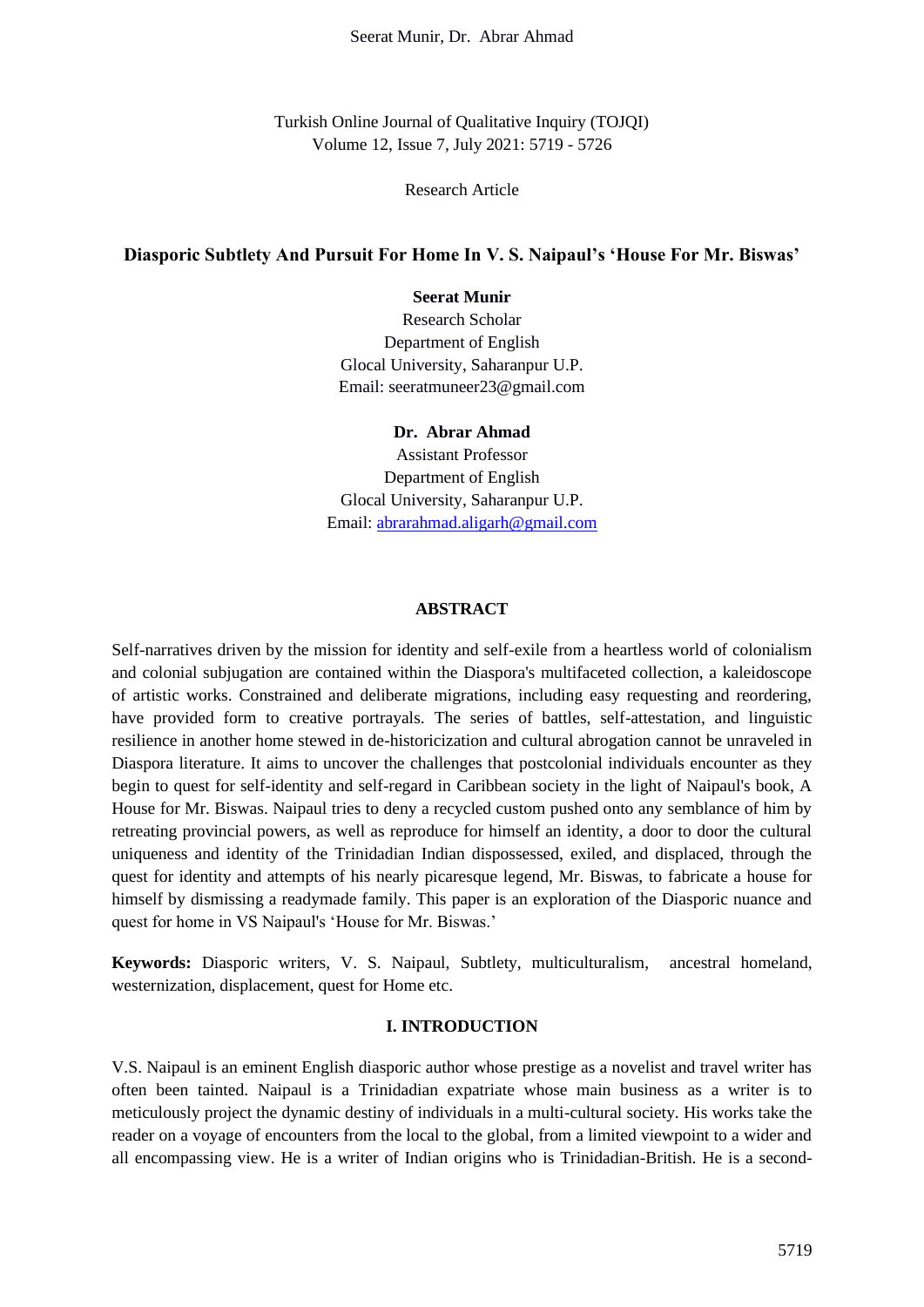Turkish Online Journal of Qualitative Inquiry (TOJQI)
Volume 12, Issue 7, July 2021: 5719 - 5726

Research Article

# Diasporic Subtlety And Pursuit For Home In V. S. Naipaul's 'House For Mr. Biswas'

**Seerat Munir**
Research Scholar
Department of English
Glocal University, Saharanpur U.P.
Email: seeratmuneer23@gmail.com

**Dr. Abrar Ahmad**
Assistant Professor
Department of English
Glocal University, Saharanpur U.P.
Email: abrarahmad.aligarh@gmail.com

## ABSTRACT

Self-narratives driven by the mission for identity and self-exile from a heartless world of colonialism and colonial subjugation are contained within the Diaspora's multifaceted collection, a kaleidoscope of artistic works. Constrained and deliberate migrations, including easy requesting and reordering, have provided form to creative portrayals. The series of battles, self-attestation, and linguistic resilience in another home stewed in de-historicization and cultural abrogation cannot be unraveled in Diaspora literature. It aims to uncover the challenges that postcolonial individuals encounter as they begin to quest for self-identity and self-regard in Caribbean society in the light of Naipaul's book, A House for Mr. Biswas. Naipaul tries to deny a recycled custom pushed onto any semblance of him by retreating provincial powers, as well as reproduce for himself an identity, a door to door the cultural uniqueness and identity of the Trinidadian Indian dispossessed, exiled, and displaced, through the quest for identity and attempts of his nearly picaresque legend, Mr. Biswas, to fabricate a house for himself by dismissing a readymade family. This paper is an exploration of the Diasporic nuance and quest for home in VS Naipaul's 'House for Mr. Biswas.'

**Keywords:** Diasporic writers, V. S. Naipaul, Subtlety, multiculturalism, ancestral homeland, westernization, displacement, quest for Home etc.

## I. INTRODUCTION

V.S. Naipaul is an eminent English diasporic author whose prestige as a novelist and travel writer has often been tainted. Naipaul is a Trinidadian expatriate whose main business as a writer is to meticulously project the dynamic destiny of individuals in a multi-cultural society. His works take the reader on a voyage of encounters from the local to the global, from a limited viewpoint to a wider and all encompassing view. He is a writer of Indian origins who is Trinidadian-British. He is a second-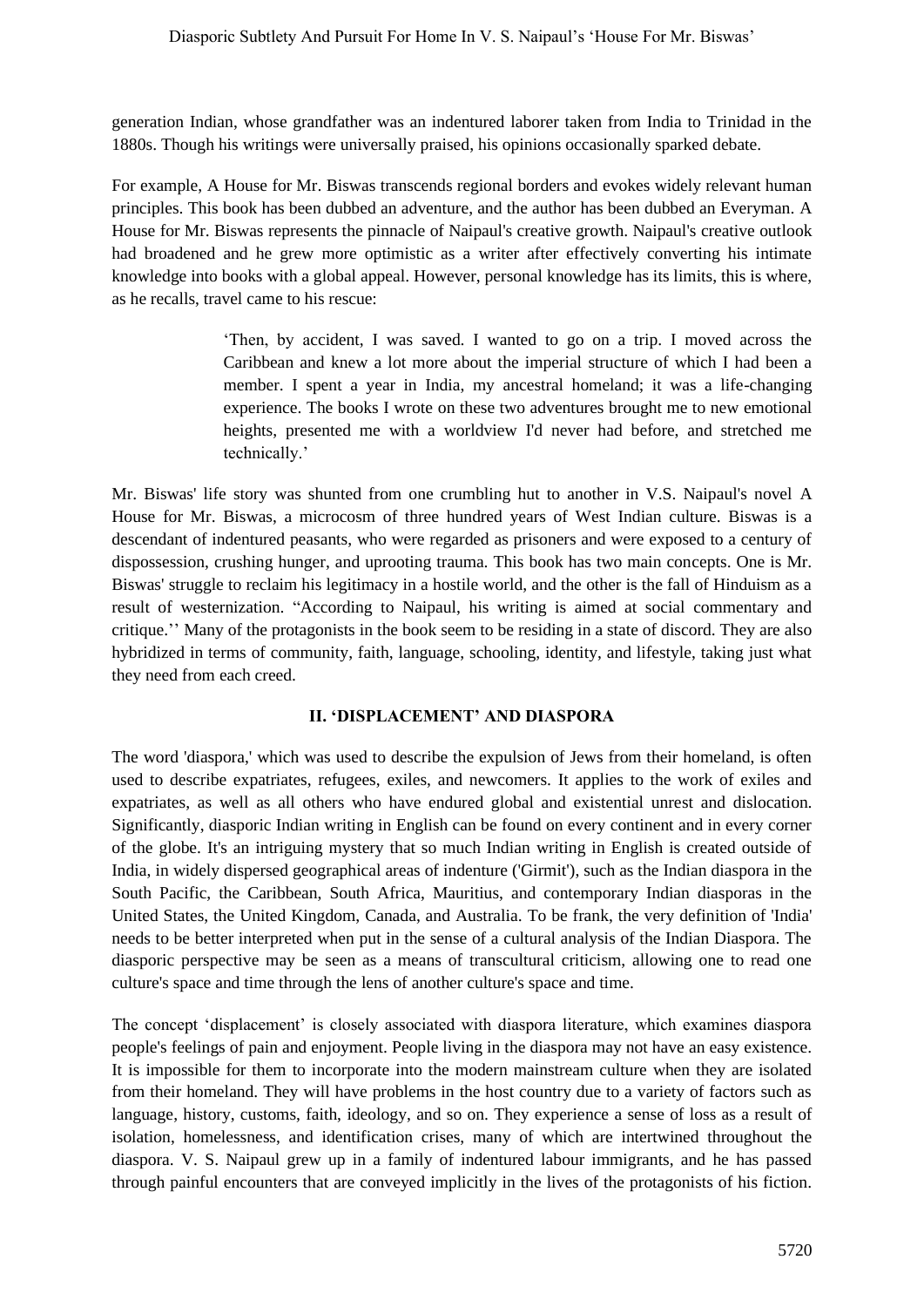generation Indian, whose grandfather was an indentured laborer taken from India to Trinidad in the 1880s. Though his writings were universally praised, his opinions occasionally sparked debate.

For example, A House for Mr. Biswas transcends regional borders and evokes widely relevant human principles. This book has been dubbed an adventure, and the author has been dubbed an Everyman. A House for Mr. Biswas represents the pinnacle of Naipaul's creative growth. Naipaul's creative outlook had broadened and he grew more optimistic as a writer after effectively converting his intimate knowledge into books with a global appeal. However, personal knowledge has its limits, this is where, as he recalls, travel came to his rescue:

> 'Then, by accident, I was saved. I wanted to go on a trip. I moved across the Caribbean and knew a lot more about the imperial structure of which I had been a member. I spent a year in India, my ancestral homeland; it was a life-changing experience. The books I wrote on these two adventures brought me to new emotional heights, presented me with a worldview I'd never had before, and stretched me technically.'

Mr. Biswas' life story was shunted from one crumbling hut to another in V.S. Naipaul's novel A House for Mr. Biswas, a microcosm of three hundred years of West Indian culture. Biswas is a descendant of indentured peasants, who were regarded as prisoners and were exposed to a century of dispossession, crushing hunger, and uprooting trauma. This book has two main concepts. One is Mr. Biswas' struggle to reclaim his legitimacy in a hostile world, and the other is the fall of Hinduism as a result of westernization. "According to Naipaul, his writing is aimed at social commentary and critique.'' Many of the protagonists in the book seem to be residing in a state of discord. They are also hybridized in terms of community, faith, language, schooling, identity, and lifestyle, taking just what they need from each creed.

## II. 'DISPLACEMENT' AND DIASPORA

The word 'diaspora,' which was used to describe the expulsion of Jews from their homeland, is often used to describe expatriates, refugees, exiles, and newcomers. It applies to the work of exiles and expatriates, as well as all others who have endured global and existential unrest and dislocation. Significantly, diasporic Indian writing in English can be found on every continent and in every corner of the globe. It's an intriguing mystery that so much Indian writing in English is created outside of India, in widely dispersed geographical areas of indenture ('Girmit'), such as the Indian diaspora in the South Pacific, the Caribbean, South Africa, Mauritius, and contemporary Indian diasporas in the United States, the United Kingdom, Canada, and Australia. To be frank, the very definition of 'India' needs to be better interpreted when put in the sense of a cultural analysis of the Indian Diaspora. The diasporic perspective may be seen as a means of transcultural criticism, allowing one to read one culture's space and time through the lens of another culture's space and time.

The concept 'displacement' is closely associated with diaspora literature, which examines diaspora people's feelings of pain and enjoyment. People living in the diaspora may not have an easy existence. It is impossible for them to incorporate into the modern mainstream culture when they are isolated from their homeland. They will have problems in the host country due to a variety of factors such as language, history, customs, faith, ideology, and so on. They experience a sense of loss as a result of isolation, homelessness, and identification crises, many of which are intertwined throughout the diaspora. V. S. Naipaul grew up in a family of indentured labour immigrants, and he has passed through painful encounters that are conveyed implicitly in the lives of the protagonists of his fiction.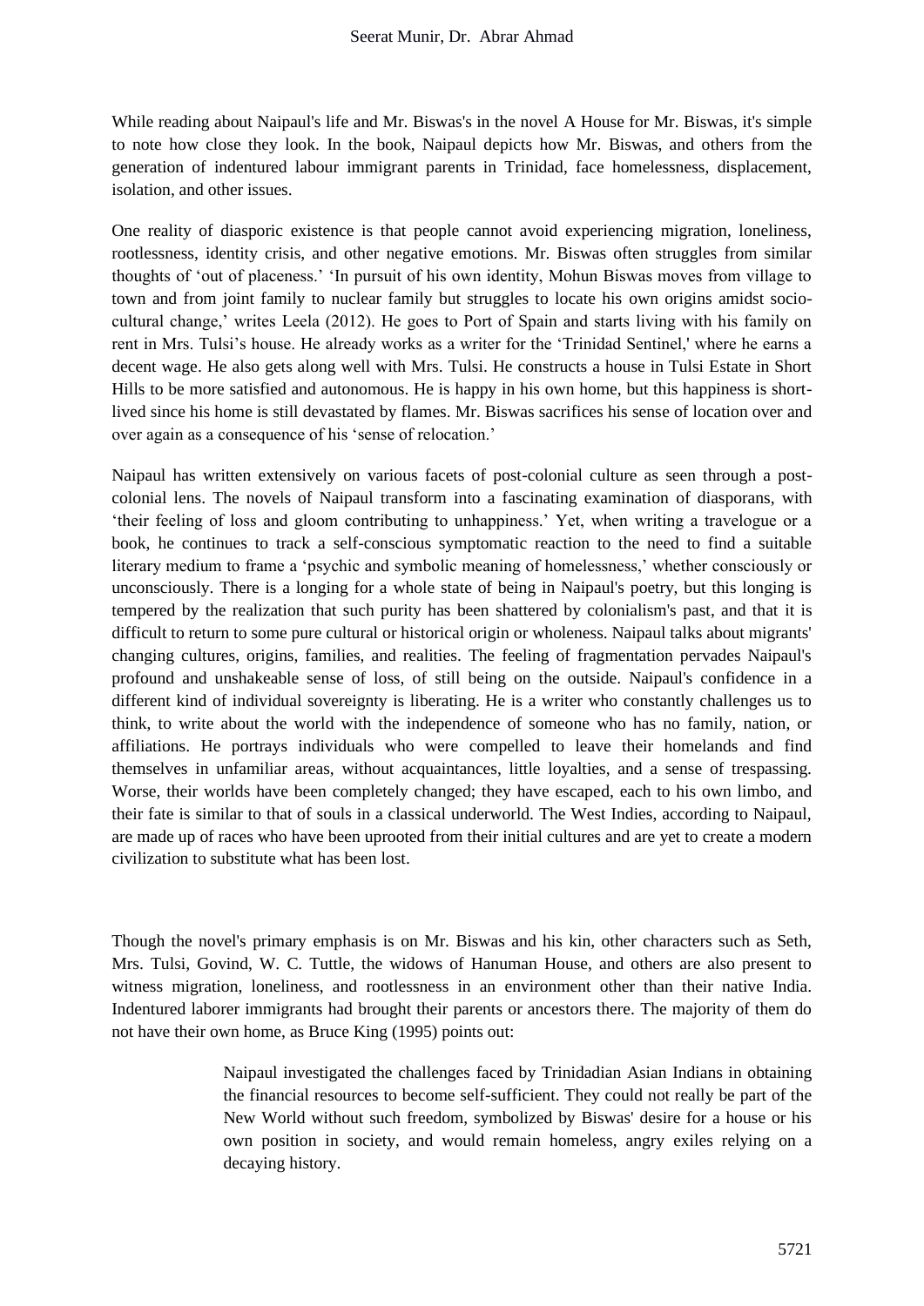While reading about Naipaul's life and Mr. Biswas's in the novel A House for Mr. Biswas, it's simple to note how close they look. In the book, Naipaul depicts how Mr. Biswas, and others from the generation of indentured labour immigrant parents in Trinidad, face homelessness, displacement, isolation, and other issues.

One reality of diasporic existence is that people cannot avoid experiencing migration, loneliness, rootlessness, identity crisis, and other negative emotions. Mr. Biswas often struggles from similar thoughts of 'out of placeness.' 'In pursuit of his own identity, Mohun Biswas moves from village to town and from joint family to nuclear family but struggles to locate his own origins amidst socio-cultural change,' writes Leela (2012). He goes to Port of Spain and starts living with his family on rent in Mrs. Tulsi's house. He already works as a writer for the 'Trinidad Sentinel,' where he earns a decent wage. He also gets along well with Mrs. Tulsi. He constructs a house in Tulsi Estate in Short Hills to be more satisfied and autonomous. He is happy in his own home, but this happiness is short-lived since his home is still devastated by flames. Mr. Biswas sacrifices his sense of location over and over again as a consequence of his 'sense of relocation.'

Naipaul has written extensively on various facets of post-colonial culture as seen through a post-colonial lens. The novels of Naipaul transform into a fascinating examination of diasporans, with 'their feeling of loss and gloom contributing to unhappiness.' Yet, when writing a travelogue or a book, he continues to track a self-conscious symptomatic reaction to the need to find a suitable literary medium to frame a 'psychic and symbolic meaning of homelessness,' whether consciously or unconsciously. There is a longing for a whole state of being in Naipaul's poetry, but this longing is tempered by the realization that such purity has been shattered by colonialism's past, and that it is difficult to return to some pure cultural or historical origin or wholeness. Naipaul talks about migrants' changing cultures, origins, families, and realities. The feeling of fragmentation pervades Naipaul's profound and unshakeable sense of loss, of still being on the outside. Naipaul's confidence in a different kind of individual sovereignty is liberating. He is a writer who constantly challenges us to think, to write about the world with the independence of someone who has no family, nation, or affiliations. He portrays individuals who were compelled to leave their homelands and find themselves in unfamiliar areas, without acquaintances, little loyalties, and a sense of trespassing. Worse, their worlds have been completely changed; they have escaped, each to his own limbo, and their fate is similar to that of souls in a classical underworld. The West Indies, according to Naipaul, are made up of races who have been uprooted from their initial cultures and are yet to create a modern civilization to substitute what has been lost.

Though the novel's primary emphasis is on Mr. Biswas and his kin, other characters such as Seth, Mrs. Tulsi, Govind, W. C. Tuttle, the widows of Hanuman House, and others are also present to witness migration, loneliness, and rootlessness in an environment other than their native India. Indentured laborer immigrants had brought their parents or ancestors there. The majority of them do not have their own home, as Bruce King (1995) points out:

> Naipaul investigated the challenges faced by Trinidadian Asian Indians in obtaining the financial resources to become self-sufficient. They could not really be part of the New World without such freedom, symbolized by Biswas' desire for a house or his own position in society, and would remain homeless, angry exiles relying on a decaying history.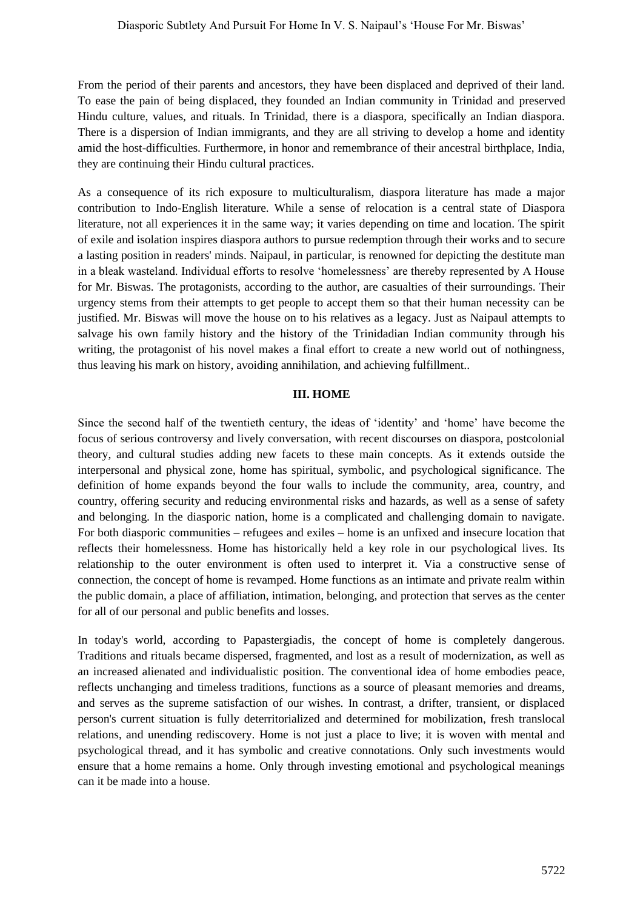From the period of their parents and ancestors, they have been displaced and deprived of their land. To ease the pain of being displaced, they founded an Indian community in Trinidad and preserved Hindu culture, values, and rituals. In Trinidad, there is a diaspora, specifically an Indian diaspora. There is a dispersion of Indian immigrants, and they are all striving to develop a home and identity amid the host-difficulties. Furthermore, in honor and remembrance of their ancestral birthplace, India, they are continuing their Hindu cultural practices.

As a consequence of its rich exposure to multiculturalism, diaspora literature has made a major contribution to Indo-English literature. While a sense of relocation is a central state of Diaspora literature, not all experiences it in the same way; it varies depending on time and location. The spirit of exile and isolation inspires diaspora authors to pursue redemption through their works and to secure a lasting position in readers' minds. Naipaul, in particular, is renowned for depicting the destitute man in a bleak wasteland. Individual efforts to resolve 'homelessness' are thereby represented by A House for Mr. Biswas. The protagonists, according to the author, are casualties of their surroundings. Their urgency stems from their attempts to get people to accept them so that their human necessity can be justified. Mr. Biswas will move the house on to his relatives as a legacy. Just as Naipaul attempts to salvage his own family history and the history of the Trinidadian Indian community through his writing, the protagonist of his novel makes a final effort to create a new world out of nothingness, thus leaving his mark on history, avoiding annihilation, and achieving fulfillment..

## III. HOME

Since the second half of the twentieth century, the ideas of 'identity' and 'home' have become the focus of serious controversy and lively conversation, with recent discourses on diaspora, postcolonial theory, and cultural studies adding new facets to these main concepts. As it extends outside the interpersonal and physical zone, home has spiritual, symbolic, and psychological significance. The definition of home expands beyond the four walls to include the community, area, country, and country, offering security and reducing environmental risks and hazards, as well as a sense of safety and belonging. In the diasporic nation, home is a complicated and challenging domain to navigate. For both diasporic communities – refugees and exiles – home is an unfixed and insecure location that reflects their homelessness. Home has historically held a key role in our psychological lives. Its relationship to the outer environment is often used to interpret it. Via a constructive sense of connection, the concept of home is revamped. Home functions as an intimate and private realm within the public domain, a place of affiliation, intimation, belonging, and protection that serves as the center for all of our personal and public benefits and losses.

In today's world, according to Papastergiadis, the concept of home is completely dangerous. Traditions and rituals became dispersed, fragmented, and lost as a result of modernization, as well as an increased alienated and individualistic position. The conventional idea of home embodies peace, reflects unchanging and timeless traditions, functions as a source of pleasant memories and dreams, and serves as the supreme satisfaction of our wishes. In contrast, a drifter, transient, or displaced person's current situation is fully deterritorialized and determined for mobilization, fresh translocal relations, and unending rediscovery. Home is not just a place to live; it is woven with mental and psychological thread, and it has symbolic and creative connotations. Only such investments would ensure that a home remains a home. Only through investing emotional and psychological meanings can it be made into a house.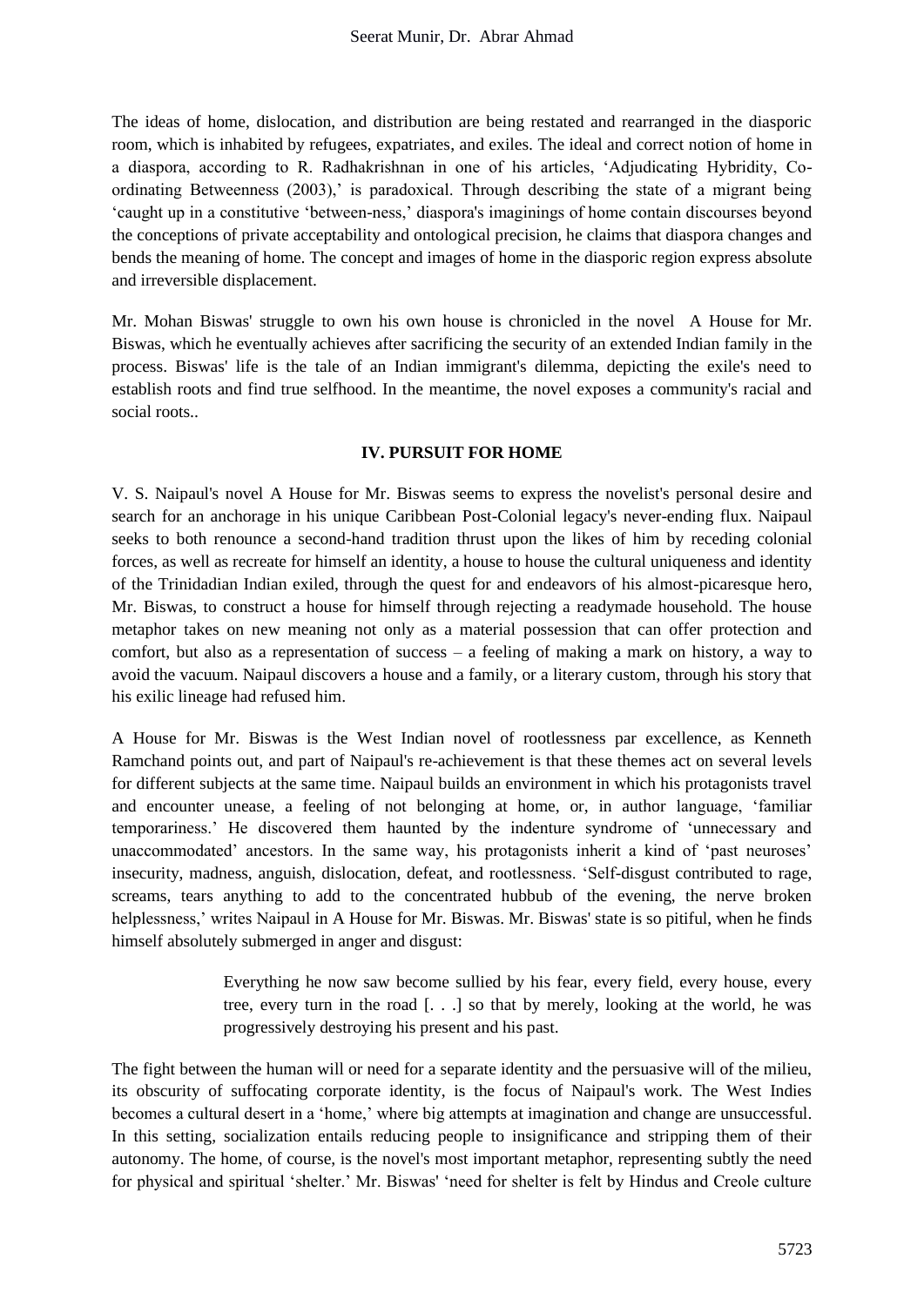The ideas of home, dislocation, and distribution are being restated and rearranged in the diasporic room, which is inhabited by refugees, expatriates, and exiles. The ideal and correct notion of home in a diaspora, according to R. Radhakrishnan in one of his articles, 'Adjudicating Hybridity, Co-ordinating Betweenness (2003),' is paradoxical. Through describing the state of a migrant being 'caught up in a constitutive 'between-ness,' diaspora's imaginings of home contain discourses beyond the conceptions of private acceptability and ontological precision, he claims that diaspora changes and bends the meaning of home. The concept and images of home in the diasporic region express absolute and irreversible displacement.

Mr. Mohan Biswas' struggle to own his own house is chronicled in the novel A House for Mr. Biswas, which he eventually achieves after sacrificing the security of an extended Indian family in the process. Biswas' life is the tale of an Indian immigrant's dilemma, depicting the exile's need to establish roots and find true selfhood. In the meantime, the novel exposes a community's racial and social roots..

## IV. PURSUIT FOR HOME

V. S. Naipaul's novel A House for Mr. Biswas seems to express the novelist's personal desire and search for an anchorage in his unique Caribbean Post-Colonial legacy's never-ending flux. Naipaul seeks to both renounce a second-hand tradition thrust upon the likes of him by receding colonial forces, as well as recreate for himself an identity, a house to house the cultural uniqueness and identity of the Trinidadian Indian exiled, through the quest for and endeavors of his almost-picaresque hero, Mr. Biswas, to construct a house for himself through rejecting a readymade household. The house metaphor takes on new meaning not only as a material possession that can offer protection and comfort, but also as a representation of success – a feeling of making a mark on history, a way to avoid the vacuum. Naipaul discovers a house and a family, or a literary custom, through his story that his exilic lineage had refused him.

A House for Mr. Biswas is the West Indian novel of rootlessness par excellence, as Kenneth Ramchand points out, and part of Naipaul's re-achievement is that these themes act on several levels for different subjects at the same time. Naipaul builds an environment in which his protagonists travel and encounter unease, a feeling of not belonging at home, or, in author language, 'familiar temporariness.' He discovered them haunted by the indenture syndrome of 'unnecessary and unaccommodated' ancestors. In the same way, his protagonists inherit a kind of 'past neuroses' insecurity, madness, anguish, dislocation, defeat, and rootlessness. 'Self-disgust contributed to rage, screams, tears anything to add to the concentrated hubbub of the evening, the nerve broken helplessness,' writes Naipaul in A House for Mr. Biswas. Mr. Biswas' state is so pitiful, when he finds himself absolutely submerged in anger and disgust:

> Everything he now saw become sullied by his fear, every field, every house, every tree, every turn in the road [. . .] so that by merely, looking at the world, he was progressively destroying his present and his past.

The fight between the human will or need for a separate identity and the persuasive will of the milieu, its obscurity of suffocating corporate identity, is the focus of Naipaul's work. The West Indies becomes a cultural desert in a 'home,' where big attempts at imagination and change are unsuccessful. In this setting, socialization entails reducing people to insignificance and stripping them of their autonomy. The home, of course, is the novel's most important metaphor, representing subtly the need for physical and spiritual 'shelter.' Mr. Biswas' 'need for shelter is felt by Hindus and Creole culture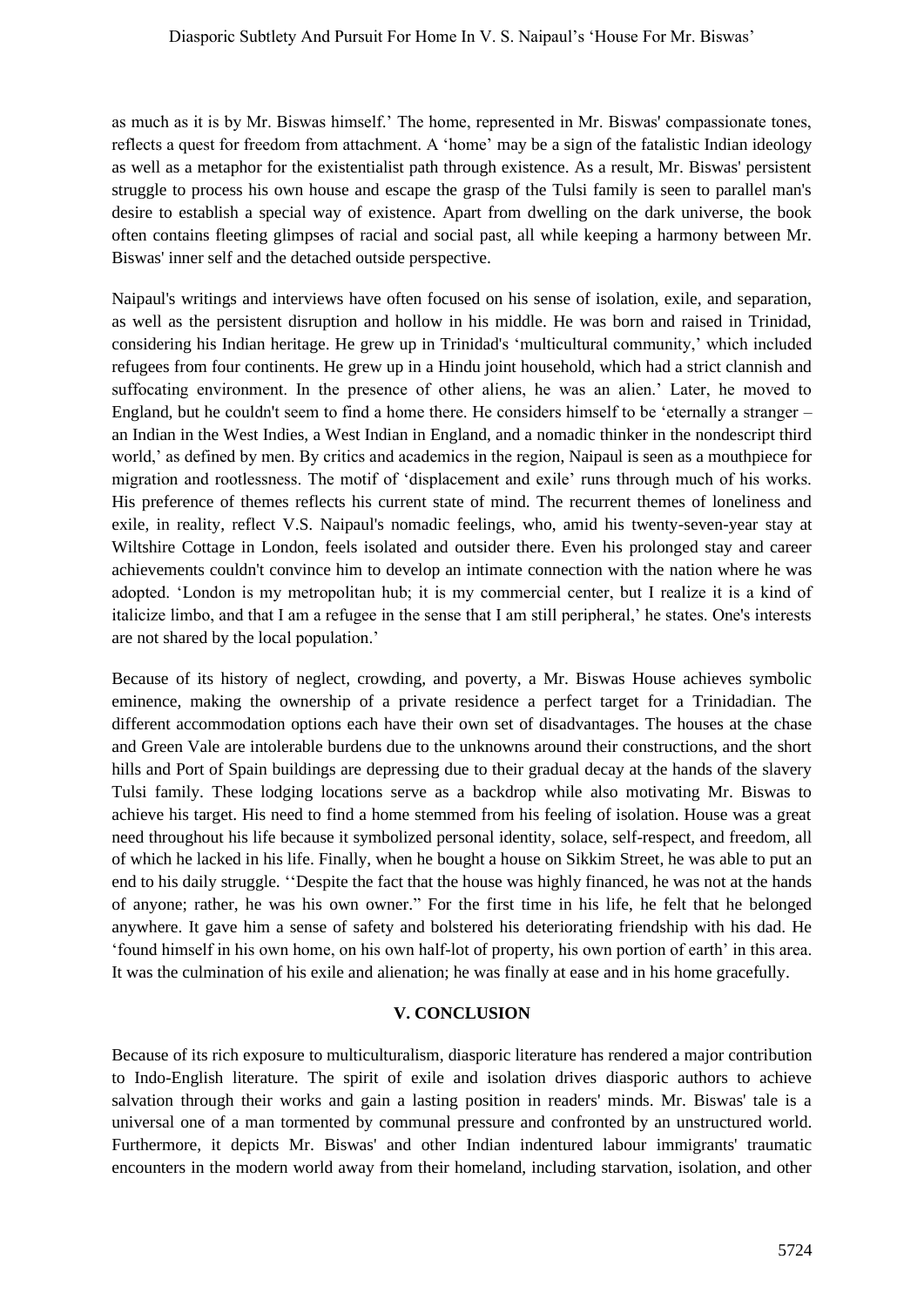as much as it is by Mr. Biswas himself.' The home, represented in Mr. Biswas' compassionate tones, reflects a quest for freedom from attachment. A 'home' may be a sign of the fatalistic Indian ideology as well as a metaphor for the existentialist path through existence. As a result, Mr. Biswas' persistent struggle to process his own house and escape the grasp of the Tulsi family is seen to parallel man's desire to establish a special way of existence. Apart from dwelling on the dark universe, the book often contains fleeting glimpses of racial and social past, all while keeping a harmony between Mr. Biswas' inner self and the detached outside perspective.

Naipaul's writings and interviews have often focused on his sense of isolation, exile, and separation, as well as the persistent disruption and hollow in his middle. He was born and raised in Trinidad, considering his Indian heritage. He grew up in Trinidad's 'multicultural community,' which included refugees from four continents. He grew up in a Hindu joint household, which had a strict clannish and suffocating environment. In the presence of other aliens, he was an alien.' Later, he moved to England, but he couldn't seem to find a home there. He considers himself to be 'eternally a stranger – an Indian in the West Indies, a West Indian in England, and a nomadic thinker in the nondescript third world,' as defined by men. By critics and academics in the region, Naipaul is seen as a mouthpiece for migration and rootlessness. The motif of 'displacement and exile' runs through much of his works. His preference of themes reflects his current state of mind. The recurrent themes of loneliness and exile, in reality, reflect V.S. Naipaul's nomadic feelings, who, amid his twenty-seven-year stay at Wiltshire Cottage in London, feels isolated and outsider there. Even his prolonged stay and career achievements couldn't convince him to develop an intimate connection with the nation where he was adopted. 'London is my metropolitan hub; it is my commercial center, but I realize it is a kind of italicize limbo, and that I am a refugee in the sense that I am still peripheral,' he states. One's interests are not shared by the local population.'

Because of its history of neglect, crowding, and poverty, a Mr. Biswas House achieves symbolic eminence, making the ownership of a private residence a perfect target for a Trinidadian. The different accommodation options each have their own set of disadvantages. The houses at the chase and Green Vale are intolerable burdens due to the unknowns around their constructions, and the short hills and Port of Spain buildings are depressing due to their gradual decay at the hands of the slavery Tulsi family. These lodging locations serve as a backdrop while also motivating Mr. Biswas to achieve his target. His need to find a home stemmed from his feeling of isolation. House was a great need throughout his life because it symbolized personal identity, solace, self-respect, and freedom, all of which he lacked in his life. Finally, when he bought a house on Sikkim Street, he was able to put an end to his daily struggle. ''Despite the fact that the house was highly financed, he was not at the hands of anyone; rather, he was his own owner." For the first time in his life, he felt that he belonged anywhere. It gave him a sense of safety and bolstered his deteriorating friendship with his dad. He 'found himself in his own home, on his own half-lot of property, his own portion of earth' in this area. It was the culmination of his exile and alienation; he was finally at ease and in his home gracefully.

## V. CONCLUSION

Because of its rich exposure to multiculturalism, diasporic literature has rendered a major contribution to Indo-English literature. The spirit of exile and isolation drives diasporic authors to achieve salvation through their works and gain a lasting position in readers' minds. Mr. Biswas' tale is a universal one of a man tormented by communal pressure and confronted by an unstructured world. Furthermore, it depicts Mr. Biswas' and other Indian indentured labour immigrants' traumatic encounters in the modern world away from their homeland, including starvation, isolation, and other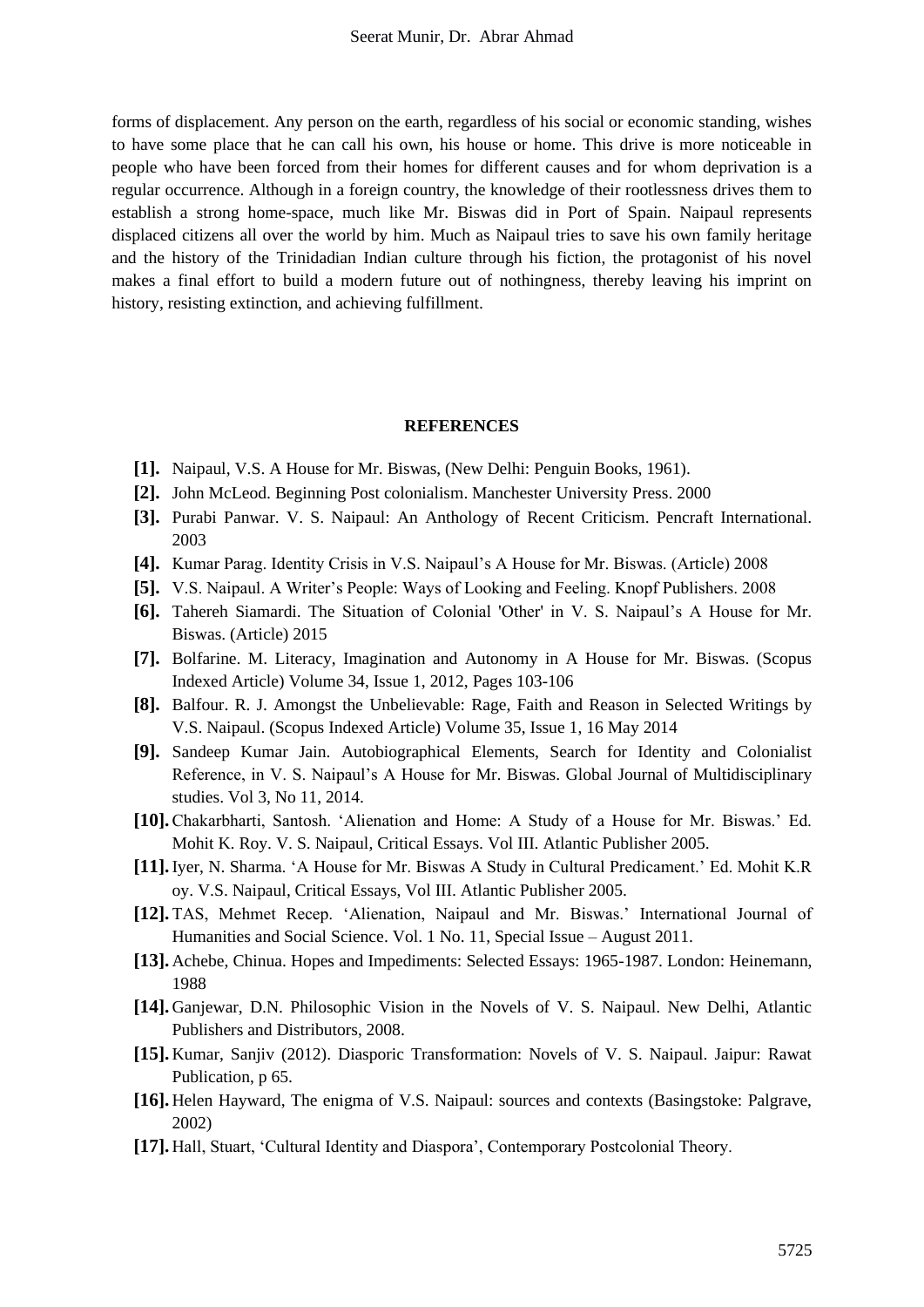forms of displacement. Any person on the earth, regardless of his social or economic standing, wishes to have some place that he can call his own, his house or home. This drive is more noticeable in people who have been forced from their homes for different causes and for whom deprivation is a regular occurrence. Although in a foreign country, the knowledge of their rootlessness drives them to establish a strong home-space, much like Mr. Biswas did in Port of Spain. Naipaul represents displaced citizens all over the world by him. Much as Naipaul tries to save his own family heritage and the history of the Trinidadian Indian culture through his fiction, the protagonist of his novel makes a final effort to build a modern future out of nothingness, thereby leaving his imprint on history, resisting extinction, and achieving fulfillment.

## REFERENCES

**[1].** Naipaul, V.S. A House for Mr. Biswas, (New Delhi: Penguin Books, 1961).

**[2].** John McLeod. Beginning Post colonialism. Manchester University Press. 2000

**[3].** Purabi Panwar. V. S. Naipaul: An Anthology of Recent Criticism. Pencraft International. 2003

**[4].** Kumar Parag. Identity Crisis in V.S. Naipaul's A House for Mr. Biswas. (Article) 2008

**[5].** V.S. Naipaul. A Writer's People: Ways of Looking and Feeling. Knopf Publishers. 2008

**[6].** Tahereh Siamardi. The Situation of Colonial 'Other' in V. S. Naipaul's A House for Mr. Biswas. (Article) 2015

**[7].** Bolfarine. M. Literacy, Imagination and Autonomy in A House for Mr. Biswas. (Scopus Indexed Article) Volume 34, Issue 1, 2012, Pages 103-106

**[8].** Balfour. R. J. Amongst the Unbelievable: Rage, Faith and Reason in Selected Writings by V.S. Naipaul. (Scopus Indexed Article) Volume 35, Issue 1, 16 May 2014

**[9].** Sandeep Kumar Jain. Autobiographical Elements, Search for Identity and Colonialist Reference, in V. S. Naipaul's A House for Mr. Biswas. Global Journal of Multidisciplinary studies. Vol 3, No 11, 2014.

**[10].** Chakarbharti, Santosh. 'Alienation and Home: A Study of a House for Mr. Biswas.' Ed. Mohit K. Roy. V. S. Naipaul, Critical Essays. Vol III. Atlantic Publisher 2005.

**[11].** Iyer, N. Sharma. 'A House for Mr. Biswas A Study in Cultural Predicament.' Ed. Mohit K.R oy. V.S. Naipaul, Critical Essays, Vol III. Atlantic Publisher 2005.

**[12].** TAS, Mehmet Recep. 'Alienation, Naipaul and Mr. Biswas.' International Journal of Humanities and Social Science. Vol. 1 No. 11, Special Issue – August 2011.

**[13].** Achebe, Chinua. Hopes and Impediments: Selected Essays: 1965-1987. London: Heinemann, 1988

**[14].** Ganjewar, D.N. Philosophic Vision in the Novels of V. S. Naipaul. New Delhi, Atlantic Publishers and Distributors, 2008.

**[15].** Kumar, Sanjiv (2012). Diasporic Transformation: Novels of V. S. Naipaul. Jaipur: Rawat Publication, p 65.

**[16].** Helen Hayward, The enigma of V.S. Naipaul: sources and contexts (Basingstoke: Palgrave, 2002)

**[17].** Hall, Stuart, 'Cultural Identity and Diaspora', Contemporary Postcolonial Theory.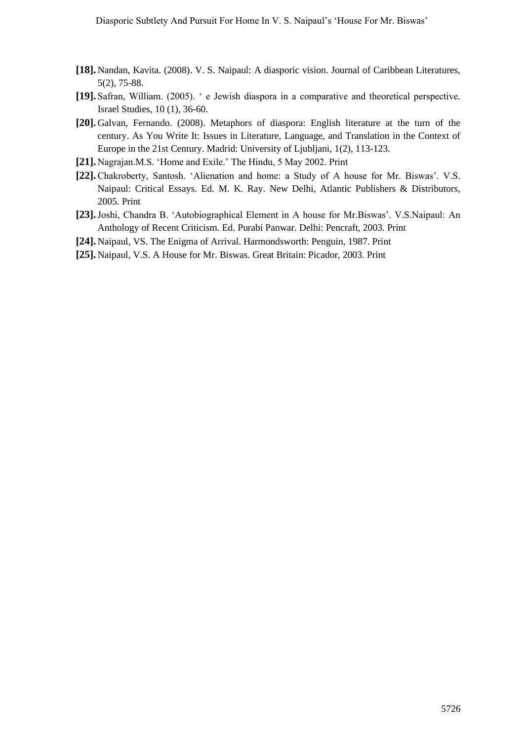**[18].** Nandan, Kavita. (2008). V. S. Naipaul: A diasporic vision. Journal of Caribbean Literatures, 5(2), 75-88.

**[19].** Safran, William. (2005). ' e Jewish diaspora in a comparative and theoretical perspective. Israel Studies, 10 (1), 36-60.

**[20].** Galvan, Fernando. (2008). Metaphors of diaspora: English literature at the turn of the century. As You Write It: Issues in Literature, Language, and Translation in the Context of Europe in the 21st Century. Madrid: University of Ljubljani, 1(2), 113-123.

**[21].** Nagrajan.M.S. 'Home and Exile.' The Hindu, 5 May 2002. Print

**[22].** Chakroberty, Santosh. 'Alienation and home: a Study of A house for Mr. Biswas'. V.S. Naipaul: Critical Essays. Ed. M. K. Ray. New Delhi, Atlantic Publishers & Distributors, 2005. Print

**[23].** Joshi, Chandra B. 'Autobiographical Element in A house for Mr.Biswas'. V.S.Naipaul: An Anthology of Recent Criticism. Ed. Purabi Panwar. Delhi: Pencraft, 2003. Print

**[24].** Naipaul, VS. The Enigma of Arrival. Harmondsworth: Penguin, 1987. Print

**[25].** Naipaul, V.S. A House for Mr. Biswas. Great Britain: Picador, 2003. Print